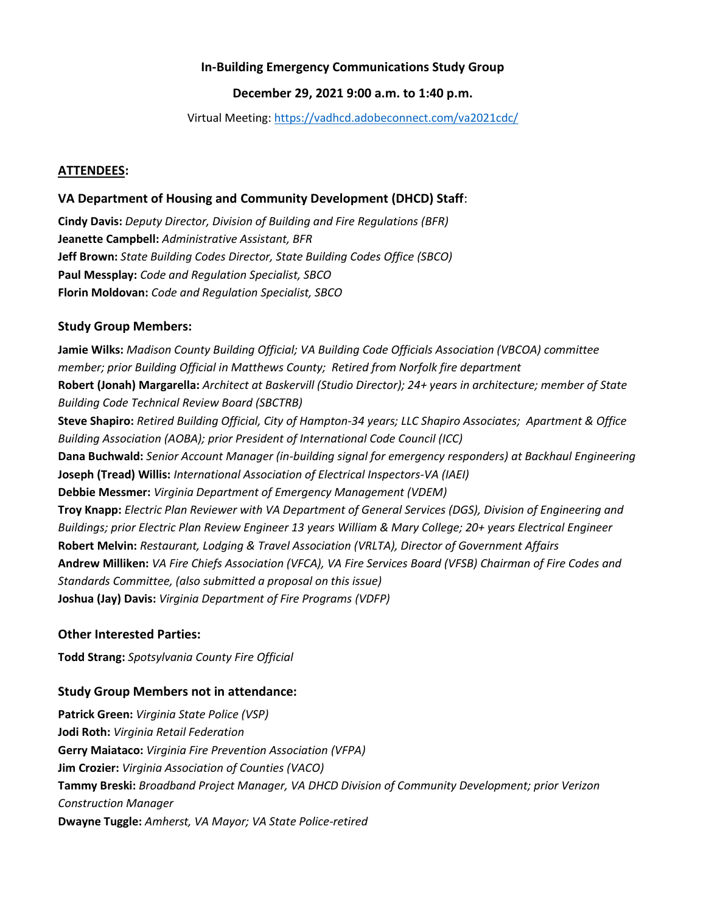**In-Building Emergency Communications Study Group**

**December 29, 2021 9:00 a.m. to 1:40 p.m.**

Virtual Meeting: https://vadhcd.adobeconnect.com/va2021cdc/

## ATTENDEES:

### VA Department of Housing and Community Development (DHCD) Staff:

**Cindy Davis:** *Deputy Director, Division of Building and Fire Regulations (BFR)*
**Jeanette Campbell:** *Administrative Assistant, BFR*
**Jeff Brown:** *State Building Codes Director, State Building Codes Office (SBCO)*
**Paul Messplay:** *Code and Regulation Specialist, SBCO*
**Florin Moldovan:** *Code and Regulation Specialist, SBCO*

### Study Group Members:

**Jamie Wilks:** *Madison County Building Official; VA Building Code Officials Association (VBCOA) committee member; prior Building Official in Matthews County; Retired from Norfolk fire department*
**Robert (Jonah) Margarella:** *Architect at Baskervill (Studio Director); 24+ years in architecture; member of State Building Code Technical Review Board (SBCTRB)*
**Steve Shapiro:** *Retired Building Official, City of Hampton-34 years; LLC Shapiro Associates; Apartment & Office Building Association (AOBA); prior President of International Code Council (ICC)*
**Dana Buchwald:** *Senior Account Manager (in-building signal for emergency responders) at Backhaul Engineering*
**Joseph (Tread) Willis:** *International Association of Electrical Inspectors-VA (IAEI)*
**Debbie Messmer:** *Virginia Department of Emergency Management (VDEM)*
**Troy Knapp:** *Electric Plan Reviewer with VA Department of General Services (DGS), Division of Engineering and Buildings; prior Electric Plan Review Engineer 13 years William & Mary College; 20+ years Electrical Engineer*
**Robert Melvin:** *Restaurant, Lodging & Travel Association (VRLTA), Director of Government Affairs*
**Andrew Milliken:** *VA Fire Chiefs Association (VFCA), VA Fire Services Board (VFSB) Chairman of Fire Codes and Standards Committee, (also submitted a proposal on this issue)*
**Joshua (Jay) Davis:** *Virginia Department of Fire Programs (VDFP)*

### Other Interested Parties:

**Todd Strang:** *Spotsylvania County Fire Official*

### Study Group Members not in attendance:

**Patrick Green:** *Virginia State Police (VSP)*
**Jodi Roth:** *Virginia Retail Federation*
**Gerry Maiataco:** *Virginia Fire Prevention Association (VFPA)*
**Jim Crozier:** *Virginia Association of Counties (VACO)*
**Tammy Breski:** *Broadband Project Manager, VA DHCD Division of Community Development; prior Verizon Construction Manager*
**Dwayne Tuggle:** *Amherst, VA Mayor; VA State Police-retired*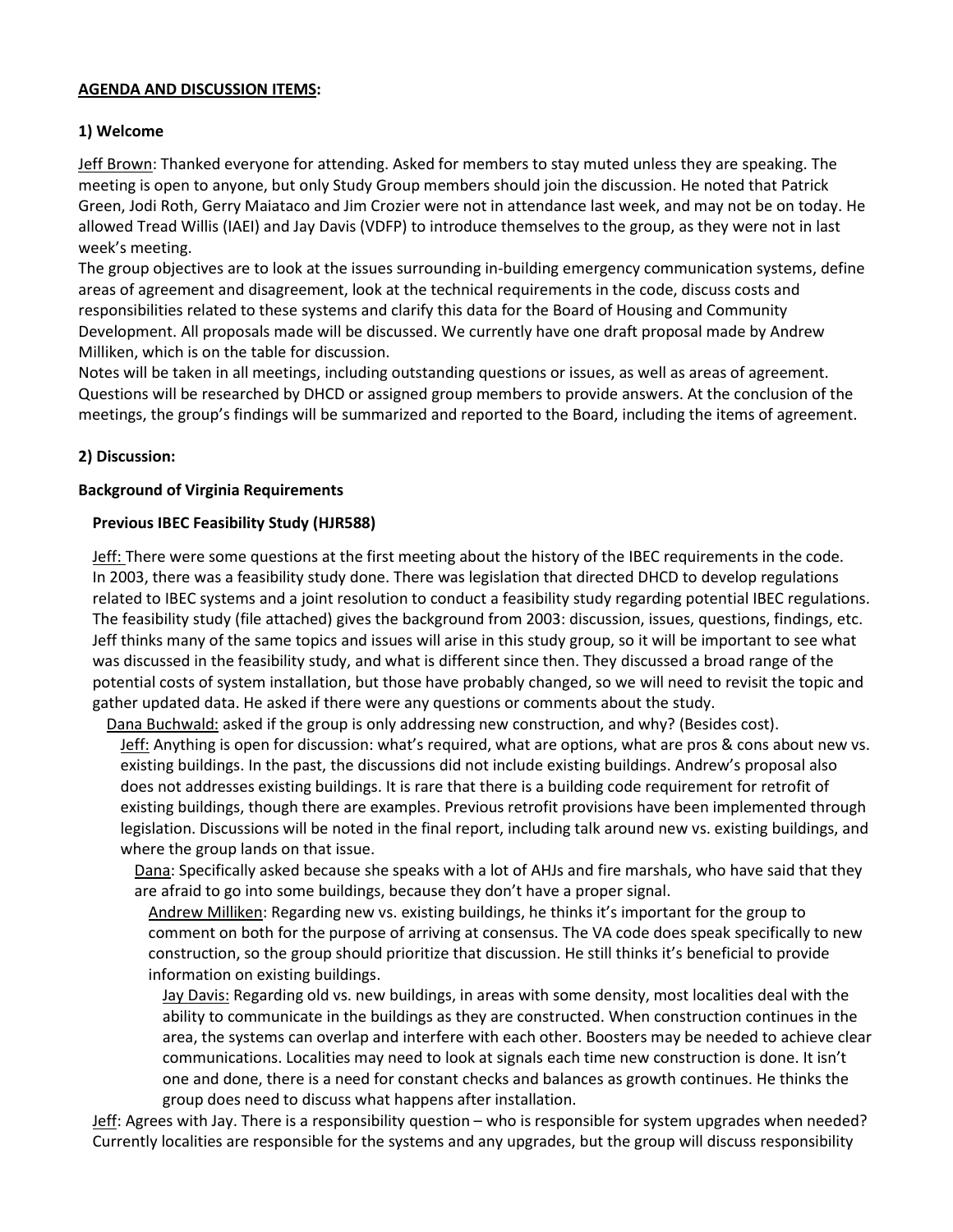**AGENDA AND DISCUSSION ITEMS:**

### 1) Welcome

Jeff Brown: Thanked everyone for attending. Asked for members to stay muted unless they are speaking. The meeting is open to anyone, but only Study Group members should join the discussion. He noted that Patrick Green, Jodi Roth, Gerry Maiataco and Jim Crozier were not in attendance last week, and may not be on today. He allowed Tread Willis (IAEI) and Jay Davis (VDFP) to introduce themselves to the group, as they were not in last week's meeting.

The group objectives are to look at the issues surrounding in-building emergency communication systems, define areas of agreement and disagreement, look at the technical requirements in the code, discuss costs and responsibilities related to these systems and clarify this data for the Board of Housing and Community Development. All proposals made will be discussed. We currently have one draft proposal made by Andrew Milliken, which is on the table for discussion.

Notes will be taken in all meetings, including outstanding questions or issues, as well as areas of agreement. Questions will be researched by DHCD or assigned group members to provide answers. At the conclusion of the meetings, the group's findings will be summarized and reported to the Board, including the items of agreement.

### 2) Discussion:

**Background of Virginia Requirements**

**Previous IBEC Feasibility Study (HJR588)**

Jeff: There were some questions at the first meeting about the history of the IBEC requirements in the code. In 2003, there was a feasibility study done. There was legislation that directed DHCD to develop regulations related to IBEC systems and a joint resolution to conduct a feasibility study regarding potential IBEC regulations. The feasibility study (file attached) gives the background from 2003: discussion, issues, questions, findings, etc. Jeff thinks many of the same topics and issues will arise in this study group, so it will be important to see what was discussed in the feasibility study, and what is different since then. They discussed a broad range of the potential costs of system installation, but those have probably changed, so we will need to revisit the topic and gather updated data. He asked if there were any questions or comments about the study.

> Dana Buchwald: asked if the group is only addressing new construction, and why? (Besides cost).
>
> > Jeff: Anything is open for discussion: what's required, what are options, what are pros & cons about new vs. existing buildings. In the past, the discussions did not include existing buildings. Andrew's proposal also does not addresses existing buildings. It is rare that there is a building code requirement for retrofit of existing buildings, though there are examples. Previous retrofit provisions have been implemented through legislation. Discussions will be noted in the final report, including talk around new vs. existing buildings, and where the group lands on that issue.
> >
> > > Dana: Specifically asked because she speaks with a lot of AHJs and fire marshals, who have said that they are afraid to go into some buildings, because they don't have a proper signal.
> > >
> > > > Andrew Milliken: Regarding new vs. existing buildings, he thinks it's important for the group to comment on both for the purpose of arriving at consensus. The VA code does speak specifically to new construction, so the group should prioritize that discussion. He still thinks it's beneficial to provide information on existing buildings.
> > > >
> > > > > Jay Davis: Regarding old vs. new buildings, in areas with some density, most localities deal with the ability to communicate in the buildings as they are constructed. When construction continues in the area, the systems can overlap and interfere with each other. Boosters may be needed to achieve clear communications. Localities may need to look at signals each time new construction is done. It isn't one and done, there is a need for constant checks and balances as growth continues. He thinks the group does need to discuss what happens after installation.

Jeff: Agrees with Jay. There is a responsibility question – who is responsible for system upgrades when needed? Currently localities are responsible for the systems and any upgrades, but the group will discuss responsibility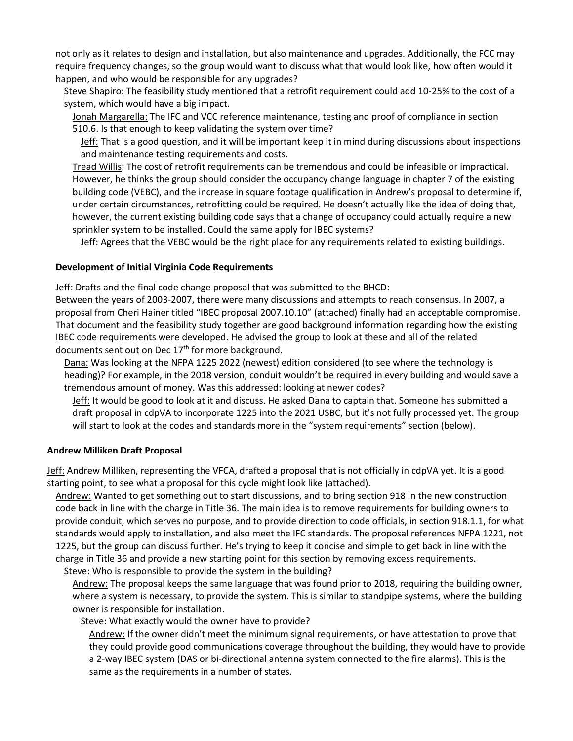not only as it relates to design and installation, but also maintenance and upgrades. Additionally, the FCC may require frequency changes, so the group would want to discuss what that would look like, how often would it happen, and who would be responsible for any upgrades?

Steve Shapiro: The feasibility study mentioned that a retrofit requirement could add 10-25% to the cost of a system, which would have a big impact.

Jonah Margarella: The IFC and VCC reference maintenance, testing and proof of compliance in section 510.6. Is that enough to keep validating the system over time?

Jeff: That is a good question, and it will be important keep it in mind during discussions about inspections and maintenance testing requirements and costs.

Tread Willis: The cost of retrofit requirements can be tremendous and could be infeasible or impractical. However, he thinks the group should consider the occupancy change language in chapter 7 of the existing building code (VEBC), and the increase in square footage qualification in Andrew's proposal to determine if, under certain circumstances, retrofitting could be required. He doesn't actually like the idea of doing that, however, the current existing building code says that a change of occupancy could actually require a new sprinkler system to be installed. Could the same apply for IBEC systems?

Jeff: Agrees that the VEBC would be the right place for any requirements related to existing buildings.

**Development of Initial Virginia Code Requirements**

Jeff: Drafts and the final code change proposal that was submitted to the BHCD:

Between the years of 2003-2007, there were many discussions and attempts to reach consensus. In 2007, a proposal from Cheri Hainer titled "IBEC proposal 2007.10.10" (attached) finally had an acceptable compromise. That document and the feasibility study together are good background information regarding how the existing IBEC code requirements were developed. He advised the group to look at these and all of the related documents sent out on Dec 17th for more background.

Dana: Was looking at the NFPA 1225 2022 (newest) edition considered (to see where the technology is heading)? For example, in the 2018 version, conduit wouldn't be required in every building and would save a tremendous amount of money. Was this addressed: looking at newer codes?

Jeff: It would be good to look at it and discuss. He asked Dana to captain that. Someone has submitted a draft proposal in cdpVA to incorporate 1225 into the 2021 USBC, but it's not fully processed yet. The group will start to look at the codes and standards more in the "system requirements" section (below).

**Andrew Milliken Draft Proposal**

Jeff: Andrew Milliken, representing the VFCA, drafted a proposal that is not officially in cdpVA yet. It is a good starting point, to see what a proposal for this cycle might look like (attached).

Andrew: Wanted to get something out to start discussions, and to bring section 918 in the new construction code back in line with the charge in Title 36. The main idea is to remove requirements for building owners to provide conduit, which serves no purpose, and to provide direction to code officials, in section 918.1.1, for what standards would apply to installation, and also meet the IFC standards. The proposal references NFPA 1221, not 1225, but the group can discuss further. He's trying to keep it concise and simple to get back in line with the charge in Title 36 and provide a new starting point for this section by removing excess requirements.

Steve: Who is responsible to provide the system in the building?

Andrew: The proposal keeps the same language that was found prior to 2018, requiring the building owner, where a system is necessary, to provide the system. This is similar to standpipe systems, where the building owner is responsible for installation.

Steve: What exactly would the owner have to provide?

Andrew: If the owner didn't meet the minimum signal requirements, or have attestation to prove that they could provide good communications coverage throughout the building, they would have to provide a 2-way IBEC system (DAS or bi-directional antenna system connected to the fire alarms). This is the same as the requirements in a number of states.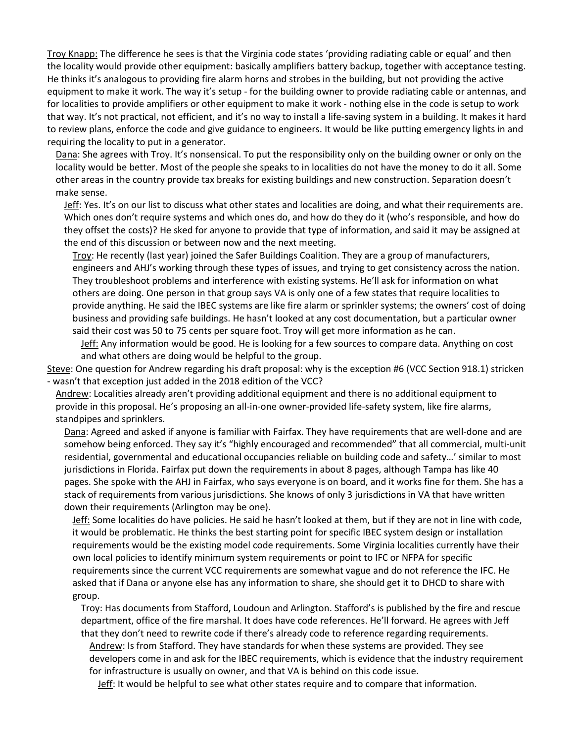Troy Knapp: The difference he sees is that the Virginia code states 'providing radiating cable or equal' and then the locality would provide other equipment: basically amplifiers battery backup, together with acceptance testing. He thinks it's analogous to providing fire alarm horns and strobes in the building, but not providing the active equipment to make it work. The way it's setup - for the building owner to provide radiating cable or antennas, and for localities to provide amplifiers or other equipment to make it work - nothing else in the code is setup to work that way. It's not practical, not efficient, and it's no way to install a life-saving system in a building. It makes it hard to review plans, enforce the code and give guidance to engineers. It would be like putting emergency lights in and requiring the locality to put in a generator.

> Dana: She agrees with Troy. It's nonsensical. To put the responsibility only on the building owner or only on the locality would be better. Most of the people she speaks to in localities do not have the money to do it all. Some other areas in the country provide tax breaks for existing buildings and new construction. Separation doesn't make sense.
>
> > Jeff: Yes. It's on our list to discuss what other states and localities are doing, and what their requirements are. Which ones don't require systems and which ones do, and how do they do it (who's responsible, and how do they offset the costs)? He sked for anyone to provide that type of information, and said it may be assigned at the end of this discussion or between now and the next meeting.
> >
> > > Troy: He recently (last year) joined the Safer Buildings Coalition. They are a group of manufacturers, engineers and AHJ's working through these types of issues, and trying to get consistency across the nation. They troubleshoot problems and interference with existing systems. He'll ask for information on what others are doing. One person in that group says VA is only one of a few states that require localities to provide anything. He said the IBEC systems are like fire alarm or sprinkler systems; the owners' cost of doing business and providing safe buildings. He hasn't looked at any cost documentation, but a particular owner said their cost was 50 to 75 cents per square foot. Troy will get more information as he can.
> > >
> > > > Jeff: Any information would be good. He is looking for a few sources to compare data. Anything on cost and what others are doing would be helpful to the group.

Steve: One question for Andrew regarding his draft proposal: why is the exception #6 (VCC Section 918.1) stricken - wasn't that exception just added in the 2018 edition of the VCC?

> Andrew: Localities already aren't providing additional equipment and there is no additional equipment to provide in this proposal. He's proposing an all-in-one owner-provided life-safety system, like fire alarms, standpipes and sprinklers.
>
> > Dana: Agreed and asked if anyone is familiar with Fairfax. They have requirements that are well-done and are somehow being enforced. They say it's "highly encouraged and recommended" that all commercial, multi-unit residential, governmental and educational occupancies reliable on building code and safety…' similar to most jurisdictions in Florida. Fairfax put down the requirements in about 8 pages, although Tampa has like 40 pages. She spoke with the AHJ in Fairfax, who says everyone is on board, and it works fine for them. She has a stack of requirements from various jurisdictions. She knows of only 3 jurisdictions in VA that have written down their requirements (Arlington may be one).
> >
> > > Jeff: Some localities do have policies. He said he hasn't looked at them, but if they are not in line with code, it would be problematic. He thinks the best starting point for specific IBEC system design or installation requirements would be the existing model code requirements. Some Virginia localities currently have their own local policies to identify minimum system requirements or point to IFC or NFPA for specific requirements since the current VCC requirements are somewhat vague and do not reference the IFC. He asked that if Dana or anyone else has any information to share, she should get it to DHCD to share with group.
> > >
> > > > Troy: Has documents from Stafford, Loudoun and Arlington. Stafford's is published by the fire and rescue department, office of the fire marshal. It does have code references. He'll forward. He agrees with Jeff that they don't need to rewrite code if there's already code to reference regarding requirements.
> > > >
> > > > > Andrew: Is from Stafford. They have standards for when these systems are provided. They see developers come in and ask for the IBEC requirements, which is evidence that the industry requirement for infrastructure is usually on owner, and that VA is behind on this code issue.
> > > > >
> > > > > > Jeff: It would be helpful to see what other states require and to compare that information.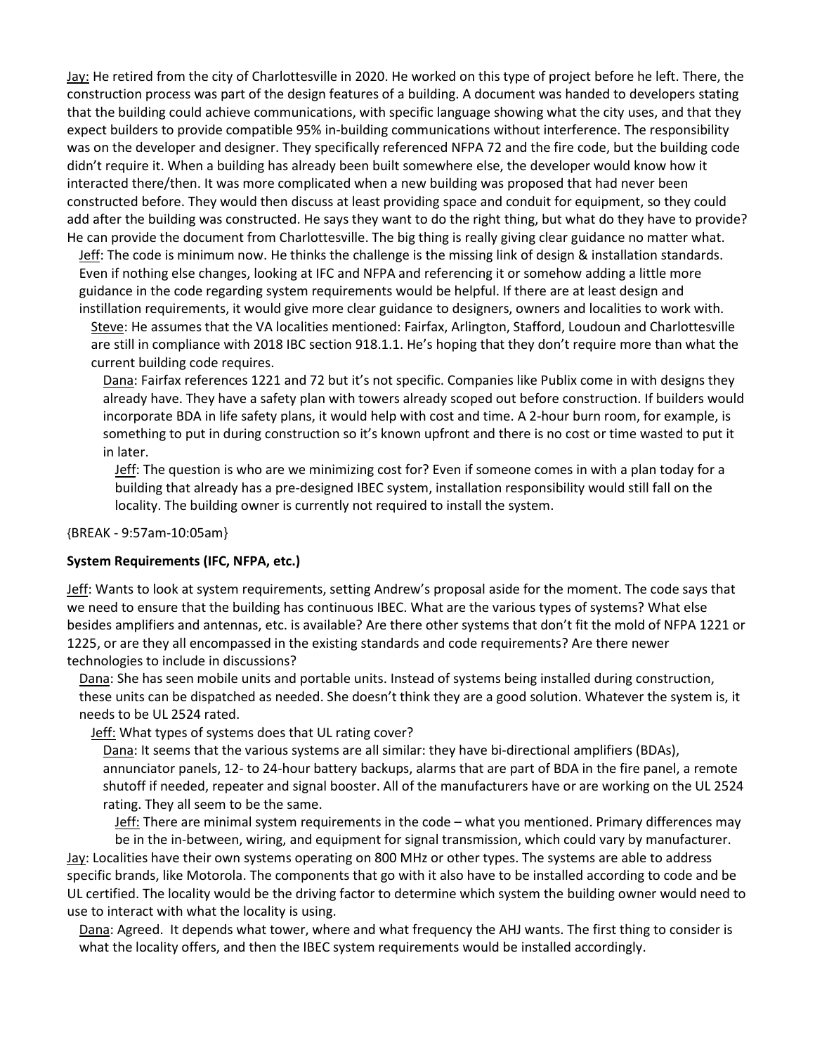Jay: He retired from the city of Charlottesville in 2020. He worked on this type of project before he left. There, the construction process was part of the design features of a building. A document was handed to developers stating that the building could achieve communications, with specific language showing what the city uses, and that they expect builders to provide compatible 95% in-building communications without interference. The responsibility was on the developer and designer. They specifically referenced NFPA 72 and the fire code, but the building code didn't require it. When a building has already been built somewhere else, the developer would know how it interacted there/then. It was more complicated when a new building was proposed that had never been constructed before. They would then discuss at least providing space and conduit for equipment, so they could add after the building was constructed. He says they want to do the right thing, but what do they have to provide? He can provide the document from Charlottesville. The big thing is really giving clear guidance no matter what.

Jeff: The code is minimum now. He thinks the challenge is the missing link of design & installation standards. Even if nothing else changes, looking at IFC and NFPA and referencing it or somehow adding a little more guidance in the code regarding system requirements would be helpful. If there are at least design and instillation requirements, it would give more clear guidance to designers, owners and localities to work with.

Steve: He assumes that the VA localities mentioned: Fairfax, Arlington, Stafford, Loudoun and Charlottesville are still in compliance with 2018 IBC section 918.1.1. He's hoping that they don't require more than what the current building code requires.

Dana: Fairfax references 1221 and 72 but it's not specific. Companies like Publix come in with designs they already have. They have a safety plan with towers already scoped out before construction. If builders would incorporate BDA in life safety plans, it would help with cost and time. A 2-hour burn room, for example, is something to put in during construction so it's known upfront and there is no cost or time wasted to put it in later.

Jeff: The question is who are we minimizing cost for? Even if someone comes in with a plan today for a building that already has a pre-designed IBEC system, installation responsibility would still fall on the locality. The building owner is currently not required to install the system.

{BREAK - 9:57am-10:05am}

**System Requirements (IFC, NFPA, etc.)**

Jeff: Wants to look at system requirements, setting Andrew's proposal aside for the moment. The code says that we need to ensure that the building has continuous IBEC. What are the various types of systems? What else besides amplifiers and antennas, etc. is available? Are there other systems that don't fit the mold of NFPA 1221 or 1225, or are they all encompassed in the existing standards and code requirements? Are there newer technologies to include in discussions?

Dana: She has seen mobile units and portable units. Instead of systems being installed during construction, these units can be dispatched as needed. She doesn't think they are a good solution. Whatever the system is, it needs to be UL 2524 rated.

Jeff: What types of systems does that UL rating cover?

Dana: It seems that the various systems are all similar: they have bi-directional amplifiers (BDAs), annunciator panels, 12- to 24-hour battery backups, alarms that are part of BDA in the fire panel, a remote shutoff if needed, repeater and signal booster. All of the manufacturers have or are working on the UL 2524 rating. They all seem to be the same.

Jeff: There are minimal system requirements in the code – what you mentioned. Primary differences may be in the in-between, wiring, and equipment for signal transmission, which could vary by manufacturer.

Jay: Localities have their own systems operating on 800 MHz or other types. The systems are able to address specific brands, like Motorola. The components that go with it also have to be installed according to code and be UL certified. The locality would be the driving factor to determine which system the building owner would need to use to interact with what the locality is using.

Dana: Agreed. It depends what tower, where and what frequency the AHJ wants. The first thing to consider is what the locality offers, and then the IBEC system requirements would be installed accordingly.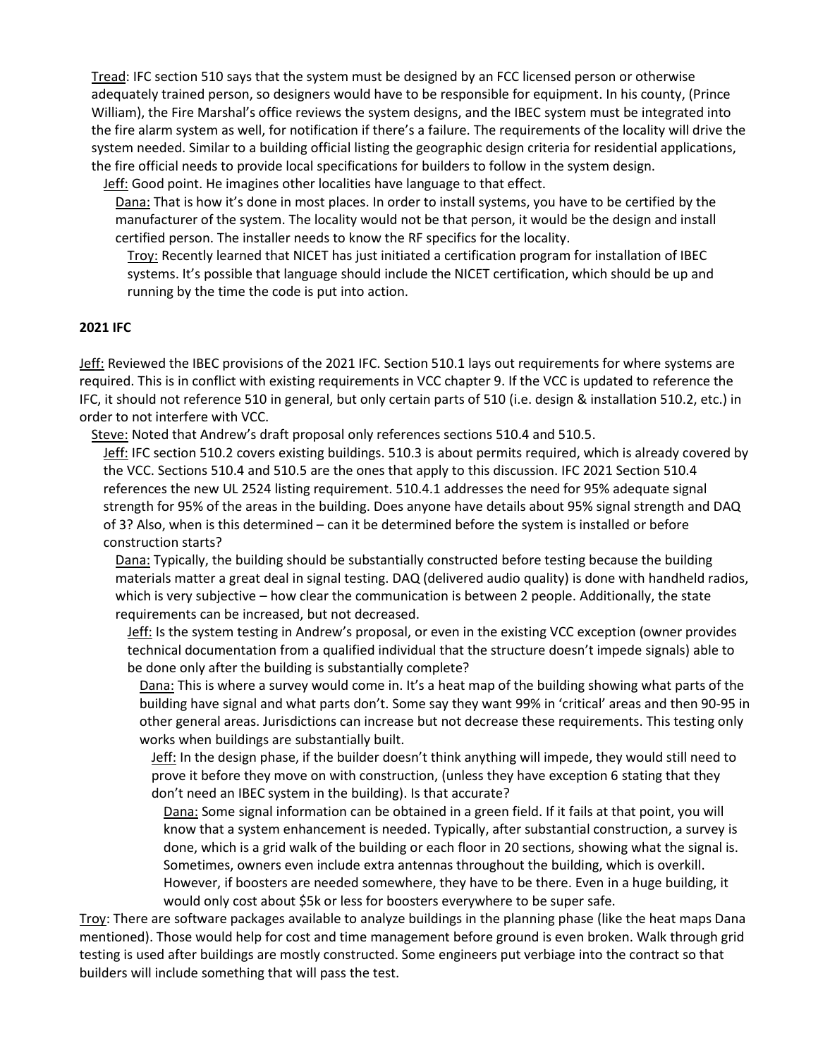Tread: IFC section 510 says that the system must be designed by an FCC licensed person or otherwise adequately trained person, so designers would have to be responsible for equipment. In his county, (Prince William), the Fire Marshal's office reviews the system designs, and the IBEC system must be integrated into the fire alarm system as well, for notification if there's a failure. The requirements of the locality will drive the system needed. Similar to a building official listing the geographic design criteria for residential applications, the fire official needs to provide local specifications for builders to follow in the system design.

Jeff: Good point. He imagines other localities have language to that effect.

Dana: That is how it's done in most places. In order to install systems, you have to be certified by the manufacturer of the system. The locality would not be that person, it would be the design and install certified person. The installer needs to know the RF specifics for the locality.

Troy: Recently learned that NICET has just initiated a certification program for installation of IBEC systems. It's possible that language should include the NICET certification, which should be up and running by the time the code is put into action.

**2021 IFC**

Jeff: Reviewed the IBEC provisions of the 2021 IFC. Section 510.1 lays out requirements for where systems are required. This is in conflict with existing requirements in VCC chapter 9. If the VCC is updated to reference the IFC, it should not reference 510 in general, but only certain parts of 510 (i.e. design & installation 510.2, etc.) in order to not interfere with VCC.

Steve: Noted that Andrew's draft proposal only references sections 510.4 and 510.5.

Jeff: IFC section 510.2 covers existing buildings. 510.3 is about permits required, which is already covered by the VCC. Sections 510.4 and 510.5 are the ones that apply to this discussion. IFC 2021 Section 510.4 references the new UL 2524 listing requirement. 510.4.1 addresses the need for 95% adequate signal strength for 95% of the areas in the building. Does anyone have details about 95% signal strength and DAQ of 3? Also, when is this determined – can it be determined before the system is installed or before construction starts?

Dana: Typically, the building should be substantially constructed before testing because the building materials matter a great deal in signal testing. DAQ (delivered audio quality) is done with handheld radios, which is very subjective – how clear the communication is between 2 people. Additionally, the state requirements can be increased, but not decreased.

Jeff: Is the system testing in Andrew's proposal, or even in the existing VCC exception (owner provides technical documentation from a qualified individual that the structure doesn't impede signals) able to be done only after the building is substantially complete?

Dana: This is where a survey would come in. It's a heat map of the building showing what parts of the building have signal and what parts don't. Some say they want 99% in 'critical' areas and then 90-95 in other general areas. Jurisdictions can increase but not decrease these requirements. This testing only works when buildings are substantially built.

Jeff: In the design phase, if the builder doesn't think anything will impede, they would still need to prove it before they move on with construction, (unless they have exception 6 stating that they don't need an IBEC system in the building). Is that accurate?

Dana: Some signal information can be obtained in a green field. If it fails at that point, you will know that a system enhancement is needed. Typically, after substantial construction, a survey is done, which is a grid walk of the building or each floor in 20 sections, showing what the signal is. Sometimes, owners even include extra antennas throughout the building, which is overkill. However, if boosters are needed somewhere, they have to be there. Even in a huge building, it would only cost about $5k or less for boosters everywhere to be super safe.

Troy: There are software packages available to analyze buildings in the planning phase (like the heat maps Dana mentioned). Those would help for cost and time management before ground is even broken. Walk through grid testing is used after buildings are mostly constructed. Some engineers put verbiage into the contract so that builders will include something that will pass the test.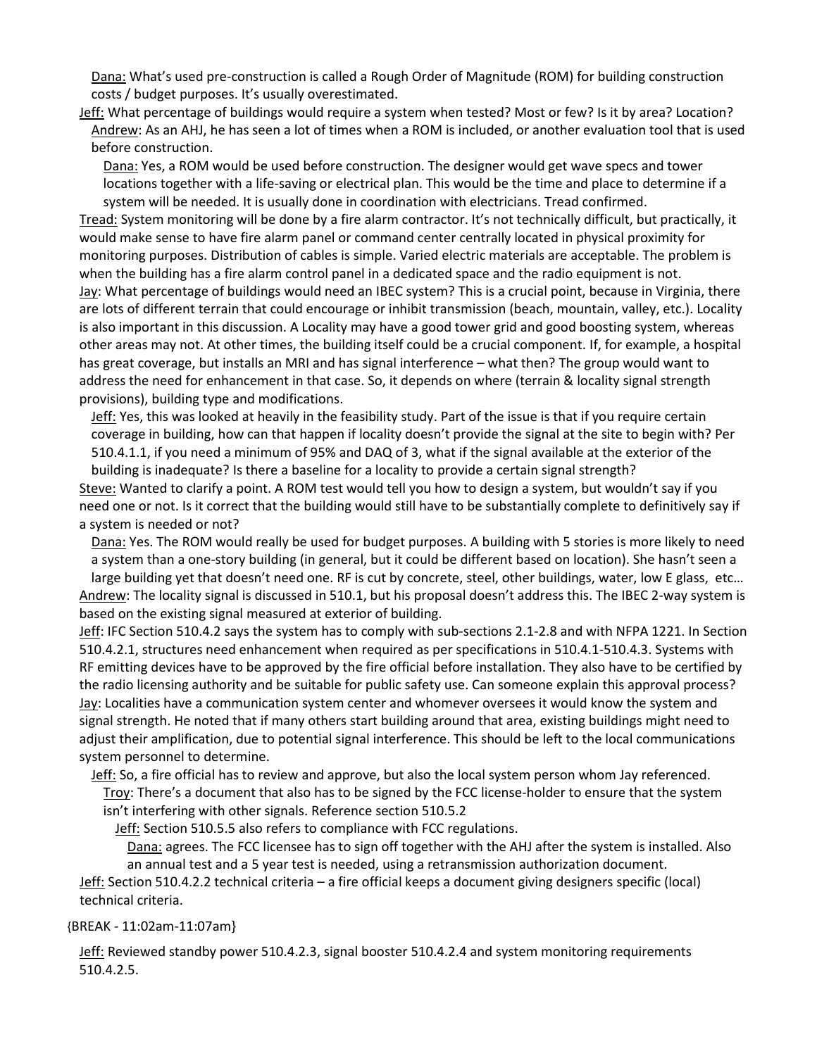Dana: What's used pre-construction is called a Rough Order of Magnitude (ROM) for building construction costs / budget purposes. It's usually overestimated.

Jeff: What percentage of buildings would require a system when tested? Most or few? Is it by area? Location?

Andrew: As an AHJ, he has seen a lot of times when a ROM is included, or another evaluation tool that is used before construction.

Dana: Yes, a ROM would be used before construction. The designer would get wave specs and tower locations together with a life-saving or electrical plan. This would be the time and place to determine if a system will be needed. It is usually done in coordination with electricians. Tread confirmed.

Tread: System monitoring will be done by a fire alarm contractor. It's not technically difficult, but practically, it would make sense to have fire alarm panel or command center centrally located in physical proximity for monitoring purposes. Distribution of cables is simple. Varied electric materials are acceptable. The problem is when the building has a fire alarm control panel in a dedicated space and the radio equipment is not.

Jay: What percentage of buildings would need an IBEC system? This is a crucial point, because in Virginia, there are lots of different terrain that could encourage or inhibit transmission (beach, mountain, valley, etc.). Locality is also important in this discussion. A Locality may have a good tower grid and good boosting system, whereas other areas may not. At other times, the building itself could be a crucial component. If, for example, a hospital has great coverage, but installs an MRI and has signal interference – what then? The group would want to address the need for enhancement in that case. So, it depends on where (terrain & locality signal strength provisions), building type and modifications.

Jeff: Yes, this was looked at heavily in the feasibility study. Part of the issue is that if you require certain coverage in building, how can that happen if locality doesn't provide the signal at the site to begin with? Per 510.4.1.1, if you need a minimum of 95% and DAQ of 3, what if the signal available at the exterior of the building is inadequate? Is there a baseline for a locality to provide a certain signal strength?

Steve: Wanted to clarify a point. A ROM test would tell you how to design a system, but wouldn't say if you need one or not. Is it correct that the building would still have to be substantially complete to definitively say if a system is needed or not?

Dana: Yes. The ROM would really be used for budget purposes. A building with 5 stories is more likely to need a system than a one-story building (in general, but it could be different based on location). She hasn't seen a large building yet that doesn't need one. RF is cut by concrete, steel, other buildings, water, low E glass, etc…

Andrew: The locality signal is discussed in 510.1, but his proposal doesn't address this. The IBEC 2-way system is based on the existing signal measured at exterior of building.

Jeff: IFC Section 510.4.2 says the system has to comply with sub-sections 2.1-2.8 and with NFPA 1221. In Section 510.4.2.1, structures need enhancement when required as per specifications in 510.4.1-510.4.3. Systems with RF emitting devices have to be approved by the fire official before installation. They also have to be certified by the radio licensing authority and be suitable for public safety use. Can someone explain this approval process?

Jay: Localities have a communication system center and whomever oversees it would know the system and signal strength. He noted that if many others start building around that area, existing buildings might need to adjust their amplification, due to potential signal interference. This should be left to the local communications system personnel to determine.

Jeff: So, a fire official has to review and approve, but also the local system person whom Jay referenced.

Troy: There's a document that also has to be signed by the FCC license-holder to ensure that the system isn't interfering with other signals. Reference section 510.5.2

Jeff: Section 510.5.5 also refers to compliance with FCC regulations.

Dana: agrees. The FCC licensee has to sign off together with the AHJ after the system is installed. Also an annual test and a 5 year test is needed, using a retransmission authorization document.

Jeff: Section 510.4.2.2 technical criteria – a fire official keeps a document giving designers specific (local) technical criteria.

{BREAK - 11:02am-11:07am}

Jeff: Reviewed standby power 510.4.2.3, signal booster 510.4.2.4 and system monitoring requirements 510.4.2.5.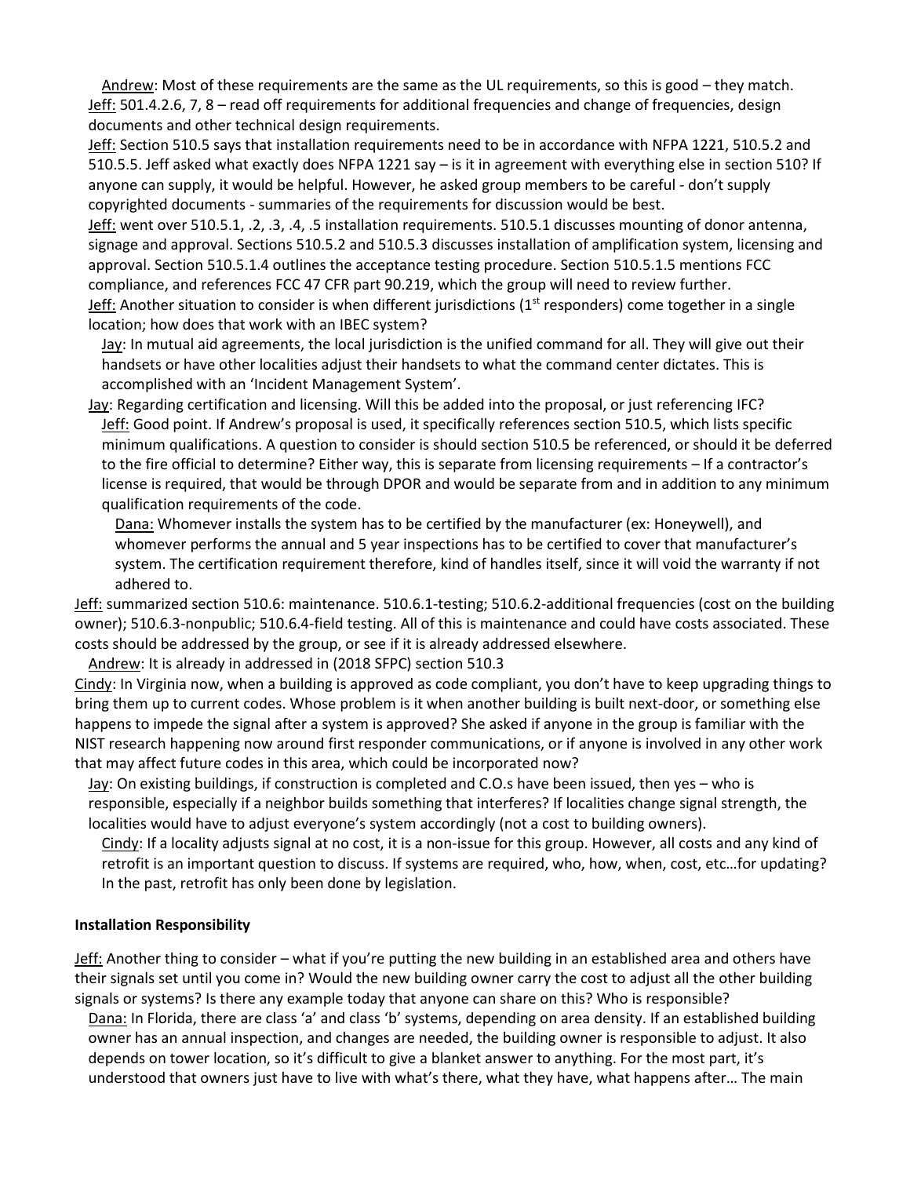Andrew: Most of these requirements are the same as the UL requirements, so this is good – they match.

Jeff: 501.4.2.6, 7, 8 – read off requirements for additional frequencies and change of frequencies, design documents and other technical design requirements.

Jeff: Section 510.5 says that installation requirements need to be in accordance with NFPA 1221, 510.5.2 and 510.5.5. Jeff asked what exactly does NFPA 1221 say – is it in agreement with everything else in section 510? If anyone can supply, it would be helpful. However, he asked group members to be careful - don't supply copyrighted documents - summaries of the requirements for discussion would be best.

Jeff: went over 510.5.1, .2, .3, .4, .5 installation requirements. 510.5.1 discusses mounting of donor antenna, signage and approval. Sections 510.5.2 and 510.5.3 discusses installation of amplification system, licensing and approval. Section 510.5.1.4 outlines the acceptance testing procedure. Section 510.5.1.5 mentions FCC compliance, and references FCC 47 CFR part 90.219, which the group will need to review further.

Jeff: Another situation to consider is when different jurisdictions (1st responders) come together in a single location; how does that work with an IBEC system?

- Jay: In mutual aid agreements, the local jurisdiction is the unified command for all. They will give out their handsets or have other localities adjust their handsets to what the command center dictates. This is accomplished with an 'Incident Management System'.

Jay: Regarding certification and licensing. Will this be added into the proposal, or just referencing IFC?

- Jeff: Good point. If Andrew's proposal is used, it specifically references section 510.5, which lists specific minimum qualifications. A question to consider is should section 510.5 be referenced, or should it be deferred to the fire official to determine? Either way, this is separate from licensing requirements – If a contractor's license is required, that would be through DPOR and would be separate from and in addition to any minimum qualification requirements of the code.
  - Dana: Whomever installs the system has to be certified by the manufacturer (ex: Honeywell), and whomever performs the annual and 5 year inspections has to be certified to cover that manufacturer's system. The certification requirement therefore, kind of handles itself, since it will void the warranty if not adhered to.

Jeff: summarized section 510.6: maintenance. 510.6.1-testing; 510.6.2-additional frequencies (cost on the building owner); 510.6.3-nonpublic; 510.6.4-field testing. All of this is maintenance and could have costs associated. These costs should be addressed by the group, or see if it is already addressed elsewhere.

- Andrew: It is already in addressed in (2018 SFPC) section 510.3

Cindy: In Virginia now, when a building is approved as code compliant, you don't have to keep upgrading things to bring them up to current codes. Whose problem is it when another building is built next-door, or something else happens to impede the signal after a system is approved? She asked if anyone in the group is familiar with the NIST research happening now around first responder communications, or if anyone is involved in any other work that may affect future codes in this area, which could be incorporated now?

- Jay: On existing buildings, if construction is completed and C.O.s have been issued, then yes – who is responsible, especially if a neighbor builds something that interferes? If localities change signal strength, the localities would have to adjust everyone's system accordingly (not a cost to building owners).
  - Cindy: If a locality adjusts signal at no cost, it is a non-issue for this group. However, all costs and any kind of retrofit is an important question to discuss. If systems are required, who, how, when, cost, etc…for updating? In the past, retrofit has only been done by legislation.

**Installation Responsibility**

Jeff: Another thing to consider – what if you're putting the new building in an established area and others have their signals set until you come in? Would the new building owner carry the cost to adjust all the other building signals or systems? Is there any example today that anyone can share on this? Who is responsible?

- Dana: In Florida, there are class 'a' and class 'b' systems, depending on area density. If an established building owner has an annual inspection, and changes are needed, the building owner is responsible to adjust. It also depends on tower location, so it's difficult to give a blanket answer to anything. For the most part, it's understood that owners just have to live with what's there, what they have, what happens after… The main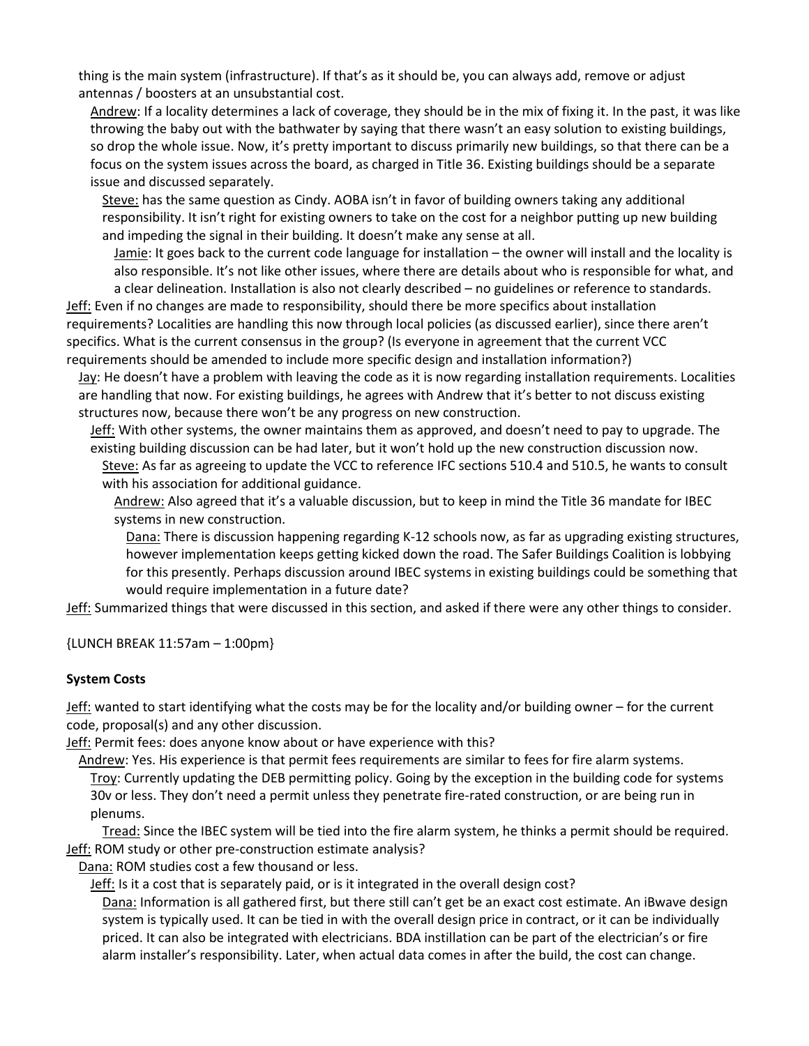thing is the main system (infrastructure). If that's as it should be, you can always add, remove or adjust antennas / boosters at an unsubstantial cost.

Andrew: If a locality determines a lack of coverage, they should be in the mix of fixing it. In the past, it was like throwing the baby out with the bathwater by saying that there wasn't an easy solution to existing buildings, so drop the whole issue. Now, it's pretty important to discuss primarily new buildings, so that there can be a focus on the system issues across the board, as charged in Title 36. Existing buildings should be a separate issue and discussed separately.

Steve: has the same question as Cindy. AOBA isn't in favor of building owners taking any additional responsibility. It isn't right for existing owners to take on the cost for a neighbor putting up new building and impeding the signal in their building. It doesn't make any sense at all.

Jamie: It goes back to the current code language for installation – the owner will install and the locality is also responsible. It's not like other issues, where there are details about who is responsible for what, and a clear delineation. Installation is also not clearly described – no guidelines or reference to standards.

Jeff: Even if no changes are made to responsibility, should there be more specifics about installation requirements? Localities are handling this now through local policies (as discussed earlier), since there aren't specifics. What is the current consensus in the group? (Is everyone in agreement that the current VCC requirements should be amended to include more specific design and installation information?)

Jay: He doesn't have a problem with leaving the code as it is now regarding installation requirements. Localities are handling that now. For existing buildings, he agrees with Andrew that it's better to not discuss existing structures now, because there won't be any progress on new construction.

Jeff: With other systems, the owner maintains them as approved, and doesn't need to pay to upgrade. The existing building discussion can be had later, but it won't hold up the new construction discussion now.

Steve: As far as agreeing to update the VCC to reference IFC sections 510.4 and 510.5, he wants to consult with his association for additional guidance.

Andrew: Also agreed that it's a valuable discussion, but to keep in mind the Title 36 mandate for IBEC systems in new construction.

Dana: There is discussion happening regarding K-12 schools now, as far as upgrading existing structures, however implementation keeps getting kicked down the road. The Safer Buildings Coalition is lobbying for this presently. Perhaps discussion around IBEC systems in existing buildings could be something that would require implementation in a future date?

Jeff: Summarized things that were discussed in this section, and asked if there were any other things to consider.

{LUNCH BREAK 11:57am – 1:00pm}

**System Costs**

Jeff: wanted to start identifying what the costs may be for the locality and/or building owner – for the current code, proposal(s) and any other discussion.

Jeff: Permit fees: does anyone know about or have experience with this?

Andrew: Yes. His experience is that permit fees requirements are similar to fees for fire alarm systems.

Troy: Currently updating the DEB permitting policy. Going by the exception in the building code for systems 30v or less. They don't need a permit unless they penetrate fire-rated construction, or are being run in plenums.

Tread: Since the IBEC system will be tied into the fire alarm system, he thinks a permit should be required.

Jeff: ROM study or other pre-construction estimate analysis?

Dana: ROM studies cost a few thousand or less.

Jeff: Is it a cost that is separately paid, or is it integrated in the overall design cost?

Dana: Information is all gathered first, but there still can't get be an exact cost estimate. An iBwave design system is typically used. It can be tied in with the overall design price in contract, or it can be individually priced. It can also be integrated with electricians. BDA instillation can be part of the electrician's or fire alarm installer's responsibility. Later, when actual data comes in after the build, the cost can change.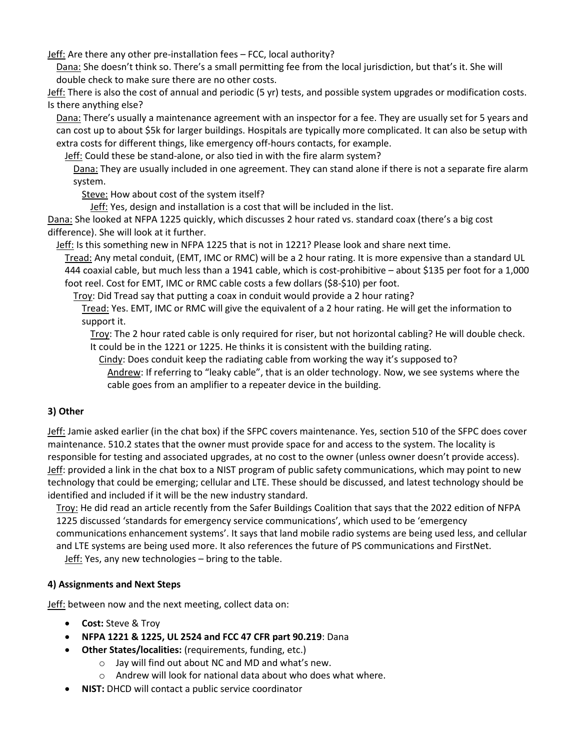Jeff: Are there any other pre-installation fees – FCC, local authority?

Dana: She doesn't think so. There's a small permitting fee from the local jurisdiction, but that's it. She will double check to make sure there are no other costs.

Jeff: There is also the cost of annual and periodic (5 yr) tests, and possible system upgrades or modification costs. Is there anything else?

Dana: There's usually a maintenance agreement with an inspector for a fee. They are usually set for 5 years and can cost up to about $5k for larger buildings. Hospitals are typically more complicated. It can also be setup with extra costs for different things, like emergency off-hours contacts, for example.

Jeff: Could these be stand-alone, or also tied in with the fire alarm system?

Dana: They are usually included in one agreement. They can stand alone if there is not a separate fire alarm system.

Steve: How about cost of the system itself?

Jeff: Yes, design and installation is a cost that will be included in the list.

Dana: She looked at NFPA 1225 quickly, which discusses 2 hour rated vs. standard coax (there's a big cost difference). She will look at it further.

Jeff: Is this something new in NFPA 1225 that is not in 1221? Please look and share next time.

Tread: Any metal conduit, (EMT, IMC or RMC) will be a 2 hour rating. It is more expensive than a standard UL 444 coaxial cable, but much less than a 1941 cable, which is cost-prohibitive – about $135 per foot for a 1,000 foot reel. Cost for EMT, IMC or RMC cable costs a few dollars ($8-$10) per foot.

Troy: Did Tread say that putting a coax in conduit would provide a 2 hour rating?

Tread: Yes. EMT, IMC or RMC will give the equivalent of a 2 hour rating. He will get the information to support it.

Troy: The 2 hour rated cable is only required for riser, but not horizontal cabling? He will double check. It could be in the 1221 or 1225. He thinks it is consistent with the building rating.

Cindy: Does conduit keep the radiating cable from working the way it's supposed to?

Andrew: If referring to "leaky cable", that is an older technology. Now, we see systems where the cable goes from an amplifier to a repeater device in the building.

### 3) Other

Jeff: Jamie asked earlier (in the chat box) if the SFPC covers maintenance. Yes, section 510 of the SFPC does cover maintenance. 510.2 states that the owner must provide space for and access to the system. The locality is responsible for testing and associated upgrades, at no cost to the owner (unless owner doesn't provide access).

Jeff: provided a link in the chat box to a NIST program of public safety communications, which may point to new technology that could be emerging; cellular and LTE. These should be discussed, and latest technology should be identified and included if it will be the new industry standard.

Troy: He did read an article recently from the Safer Buildings Coalition that says that the 2022 edition of NFPA 1225 discussed 'standards for emergency service communications', which used to be 'emergency communications enhancement systems'. It says that land mobile radio systems are being used less, and cellular and LTE systems are being used more. It also references the future of PS communications and FirstNet.

Jeff: Yes, any new technologies – bring to the table.

### 4) Assignments and Next Steps

Jeff: between now and the next meeting, collect data on:

- **Cost:** Steve & Troy
- **NFPA 1221 & 1225, UL 2524 and FCC 47 CFR part 90.219**: Dana
- **Other States/localities:** (requirements, funding, etc.)
  - Jay will find out about NC and MD and what's new.
  - Andrew will look for national data about who does what where.
- **NIST:** DHCD will contact a public service coordinator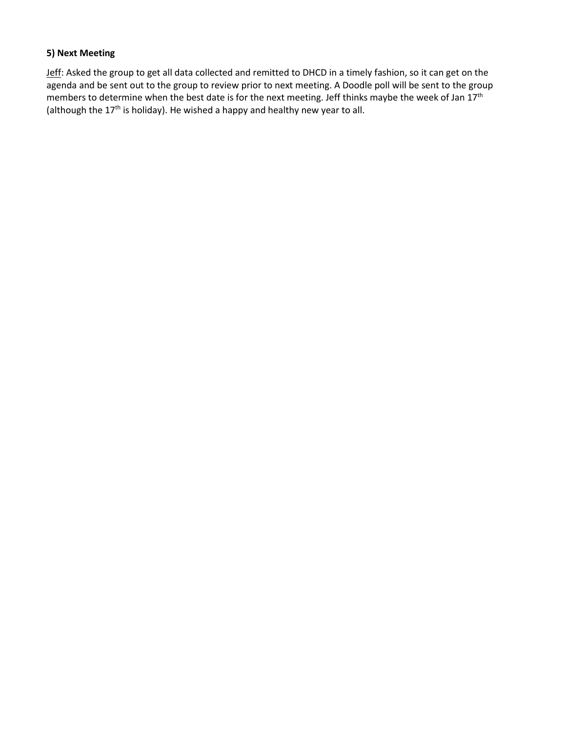**5) Next Meeting**

Jeff: Asked the group to get all data collected and remitted to DHCD in a timely fashion, so it can get on the agenda and be sent out to the group to review prior to next meeting. A Doodle poll will be sent to the group members to determine when the best date is for the next meeting. Jeff thinks maybe the week of Jan 17th (although the 17th is holiday). He wished a happy and healthy new year to all.